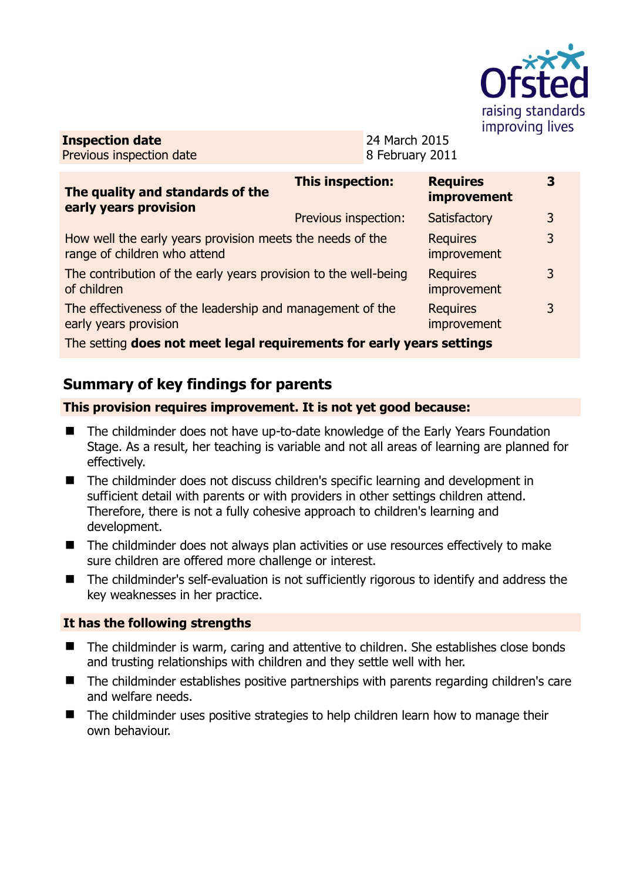Ofsted raising standards improving lives

| **Inspection date** | 24 March 2015 |
|---|---|
| Previous inspection date | 8 February 2011 |

| **The quality and standards of the early years provision** | **This inspection:** | **Requires improvement** | **3** |
|---|---|---|---|
| | Previous inspection: | Satisfactory | 3 |
| How well the early years provision meets the needs of the range of children who attend | | Requires improvement | 3 |
| The contribution of the early years provision to the well-being of children | | Requires improvement | 3 |
| The effectiveness of the leadership and management of the early years provision | | Requires improvement | 3 |
| The setting **does not meet legal requirements for early years settings** | | | |

## Summary of key findings for parents

**This provision requires improvement. It is not yet good because:**

- The childminder does not have up-to-date knowledge of the Early Years Foundation Stage. As a result, her teaching is variable and not all areas of learning are planned for effectively.
- The childminder does not discuss children's specific learning and development in sufficient detail with parents or with providers in other settings children attend. Therefore, there is not a fully cohesive approach to children's learning and development.
- The childminder does not always plan activities or use resources effectively to make sure children are offered more challenge or interest.
- The childminder's self-evaluation is not sufficiently rigorous to identify and address the key weaknesses in her practice.

**It has the following strengths**

- The childminder is warm, caring and attentive to children. She establishes close bonds and trusting relationships with children and they settle well with her.
- The childminder establishes positive partnerships with parents regarding children's care and welfare needs.
- The childminder uses positive strategies to help children learn how to manage their own behaviour.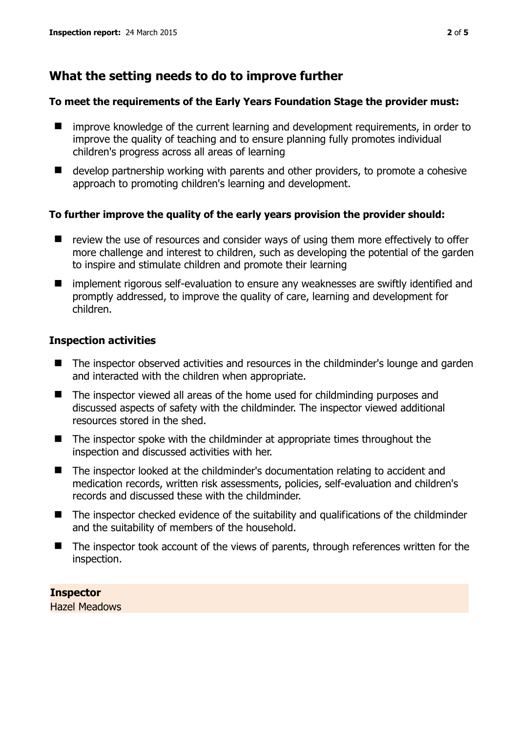## What the setting needs to do to improve further

**To meet the requirements of the Early Years Foundation Stage the provider must:**

- improve knowledge of the current learning and development requirements, in order to improve the quality of teaching and to ensure planning fully promotes individual children's progress across all areas of learning
- develop partnership working with parents and other providers, to promote a cohesive approach to promoting children's learning and development.

**To further improve the quality of the early years provision the provider should:**

- review the use of resources and consider ways of using them more effectively to offer more challenge and interest to children, such as developing the potential of the garden to inspire and stimulate children and promote their learning
- implement rigorous self-evaluation to ensure any weaknesses are swiftly identified and promptly addressed, to improve the quality of care, learning and development for children.

### Inspection activities

- The inspector observed activities and resources in the childminder's lounge and garden and interacted with the children when appropriate.
- The inspector viewed all areas of the home used for childminding purposes and discussed aspects of safety with the childminder. The inspector viewed additional resources stored in the shed.
- The inspector spoke with the childminder at appropriate times throughout the inspection and discussed activities with her.
- The inspector looked at the childminder's documentation relating to accident and medication records, written risk assessments, policies, self-evaluation and children's records and discussed these with the childminder.
- The inspector checked evidence of the suitability and qualifications of the childminder and the suitability of members of the household.
- The inspector took account of the views of parents, through references written for the inspection.

**Inspector**
Hazel Meadows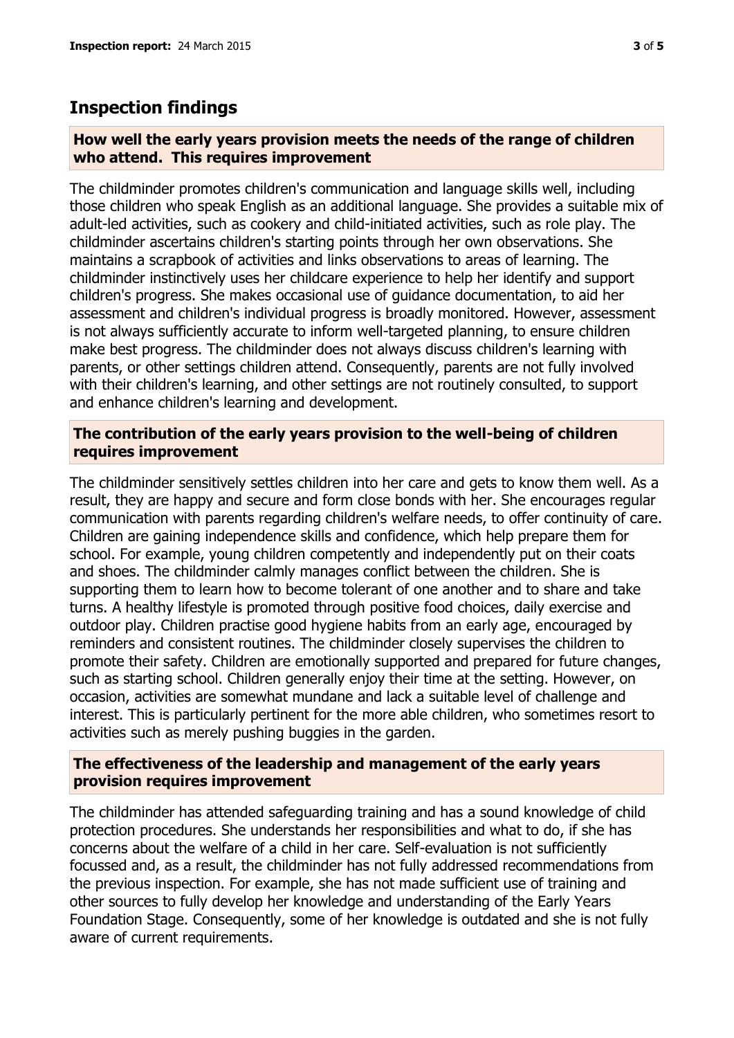## Inspection findings

### How well the early years provision meets the needs of the range of children who attend. This requires improvement

The childminder promotes children's communication and language skills well, including those children who speak English as an additional language. She provides a suitable mix of adult-led activities, such as cookery and child-initiated activities, such as role play. The childminder ascertains children's starting points through her own observations. She maintains a scrapbook of activities and links observations to areas of learning. The childminder instinctively uses her childcare experience to help her identify and support children's progress. She makes occasional use of guidance documentation, to aid her assessment and children's individual progress is broadly monitored. However, assessment is not always sufficiently accurate to inform well-targeted planning, to ensure children make best progress. The childminder does not always discuss children's learning with parents, or other settings children attend. Consequently, parents are not fully involved with their children's learning, and other settings are not routinely consulted, to support and enhance children's learning and development.

### The contribution of the early years provision to the well-being of children requires improvement

The childminder sensitively settles children into her care and gets to know them well. As a result, they are happy and secure and form close bonds with her. She encourages regular communication with parents regarding children's welfare needs, to offer continuity of care. Children are gaining independence skills and confidence, which help prepare them for school. For example, young children competently and independently put on their coats and shoes. The childminder calmly manages conflict between the children. She is supporting them to learn how to become tolerant of one another and to share and take turns. A healthy lifestyle is promoted through positive food choices, daily exercise and outdoor play. Children practise good hygiene habits from an early age, encouraged by reminders and consistent routines. The childminder closely supervises the children to promote their safety. Children are emotionally supported and prepared for future changes, such as starting school. Children generally enjoy their time at the setting. However, on occasion, activities are somewhat mundane and lack a suitable level of challenge and interest. This is particularly pertinent for the more able children, who sometimes resort to activities such as merely pushing buggies in the garden.

### The effectiveness of the leadership and management of the early years provision requires improvement

The childminder has attended safeguarding training and has a sound knowledge of child protection procedures. She understands her responsibilities and what to do, if she has concerns about the welfare of a child in her care. Self-evaluation is not sufficiently focussed and, as a result, the childminder has not fully addressed recommendations from the previous inspection. For example, she has not made sufficient use of training and other sources to fully develop her knowledge and understanding of the Early Years Foundation Stage. Consequently, some of her knowledge is outdated and she is not fully aware of current requirements.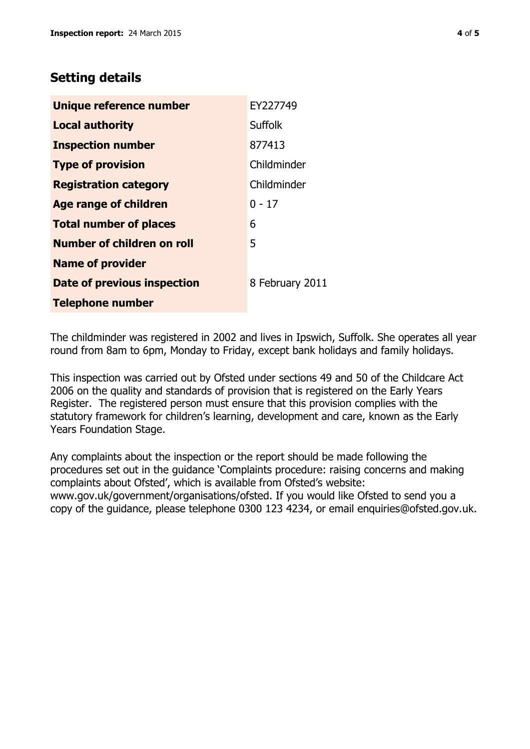## Setting details

| | |
|---|---|
| **Unique reference number** | EY227749 |
| **Local authority** | Suffolk |
| **Inspection number** | 877413 |
| **Type of provision** | Childminder |
| **Registration category** | Childminder |
| **Age range of children** | 0 - 17 |
| **Total number of places** | 6 |
| **Number of children on roll** | 5 |
| **Name of provider** | |
| **Date of previous inspection** | 8 February 2011 |
| **Telephone number** | |

The childminder was registered in 2002 and lives in Ipswich, Suffolk. She operates all year round from 8am to 6pm, Monday to Friday, except bank holidays and family holidays.

This inspection was carried out by Ofsted under sections 49 and 50 of the Childcare Act 2006 on the quality and standards of provision that is registered on the Early Years Register. The registered person must ensure that this provision complies with the statutory framework for children's learning, development and care, known as the Early Years Foundation Stage.

Any complaints about the inspection or the report should be made following the procedures set out in the guidance 'Complaints procedure: raising concerns and making complaints about Ofsted', which is available from Ofsted's website: www.gov.uk/government/organisations/ofsted. If you would like Ofsted to send you a copy of the guidance, please telephone 0300 123 4234, or email enquiries@ofsted.gov.uk.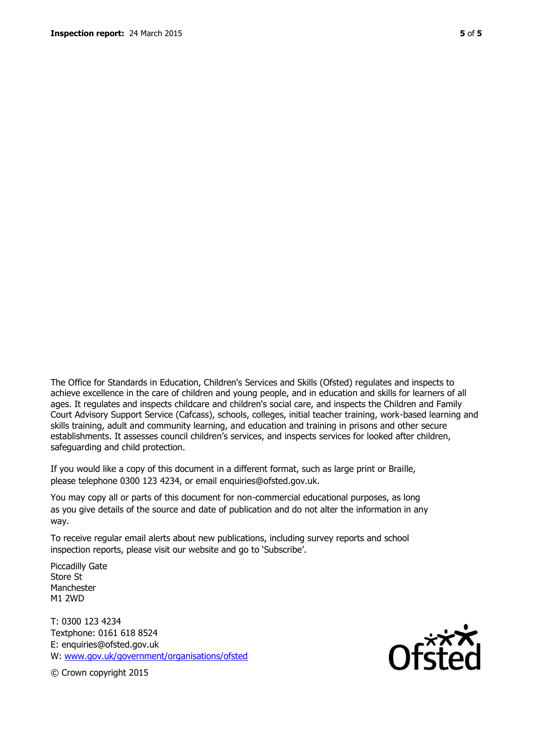The Office for Standards in Education, Children's Services and Skills (Ofsted) regulates and inspects to achieve excellence in the care of children and young people, and in education and skills for learners of all ages. It regulates and inspects childcare and children's social care, and inspects the Children and Family Court Advisory Support Service (Cafcass), schools, colleges, initial teacher training, work-based learning and skills training, adult and community learning, and education and training in prisons and other secure establishments. It assesses council children's services, and inspects services for looked after children, safeguarding and child protection.

If you would like a copy of this document in a different format, such as large print or Braille, please telephone 0300 123 4234, or email enquiries@ofsted.gov.uk.

You may copy all or parts of this document for non-commercial educational purposes, as long as you give details of the source and date of publication and do not alter the information in any way.

To receive regular email alerts about new publications, including survey reports and school inspection reports, please visit our website and go to 'Subscribe'.

Piccadilly Gate
Store St
Manchester
M1 2WD

T: 0300 123 4234
Textphone: 0161 618 8524
E: enquiries@ofsted.gov.uk
W: www.gov.uk/government/organisations/ofsted

© Crown copyright 2015